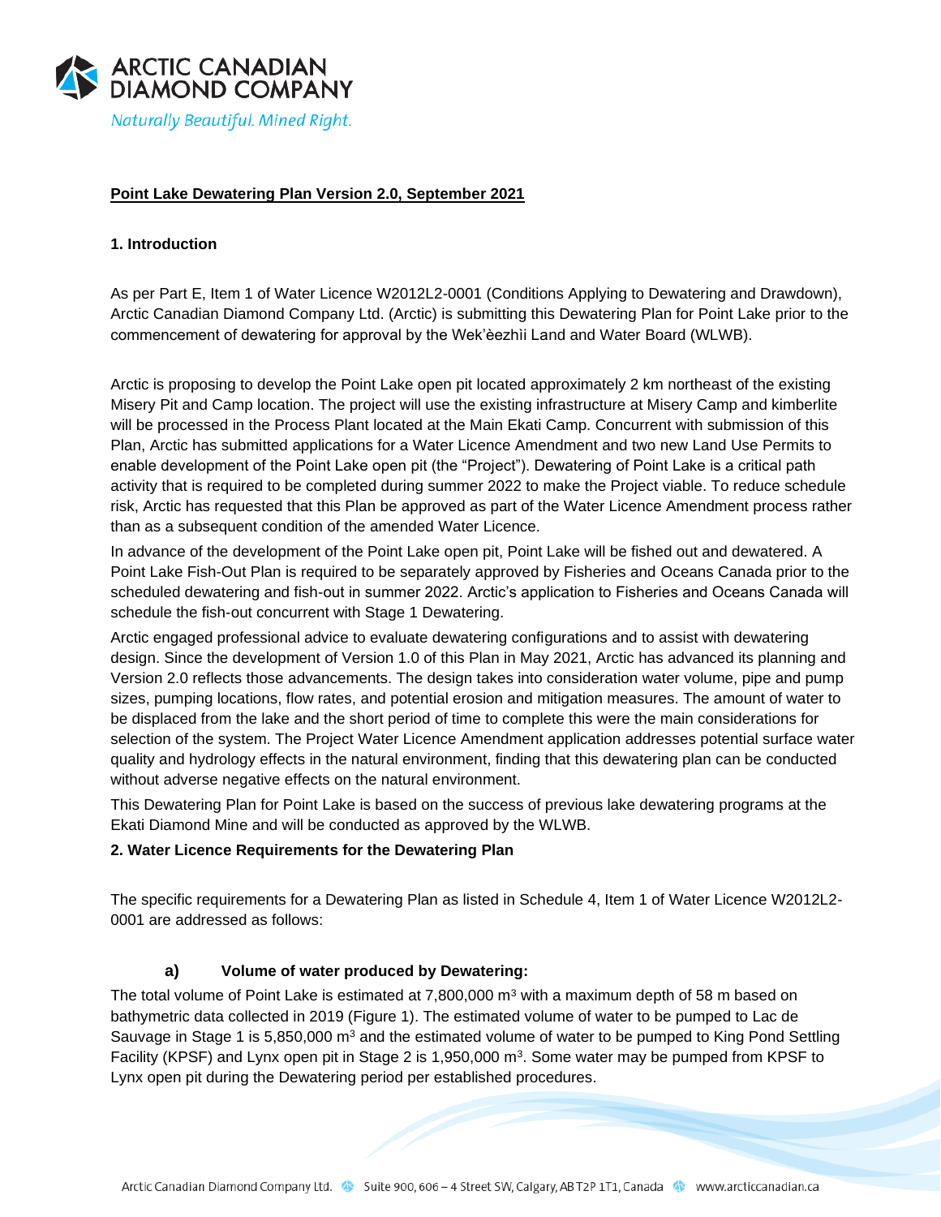ARCTIC CANADIAN DIAMOND COMPANY

*Naturally Beautiful. Mined Right.*

**Point Lake Dewatering Plan Version 2.0, September 2021**

## 1. Introduction

As per Part E, Item 1 of Water Licence W2012L2-0001 (Conditions Applying to Dewatering and Drawdown), Arctic Canadian Diamond Company Ltd. (Arctic) is submitting this Dewatering Plan for Point Lake prior to the commencement of dewatering for approval by the Wek'èezhìi Land and Water Board (WLWB).

Arctic is proposing to develop the Point Lake open pit located approximately 2 km northeast of the existing Misery Pit and Camp location. The project will use the existing infrastructure at Misery Camp and kimberlite will be processed in the Process Plant located at the Main Ekati Camp. Concurrent with submission of this Plan, Arctic has submitted applications for a Water Licence Amendment and two new Land Use Permits to enable development of the Point Lake open pit (the "Project"). Dewatering of Point Lake is a critical path activity that is required to be completed during summer 2022 to make the Project viable. To reduce schedule risk, Arctic has requested that this Plan be approved as part of the Water Licence Amendment process rather than as a subsequent condition of the amended Water Licence.

In advance of the development of the Point Lake open pit, Point Lake will be fished out and dewatered. A Point Lake Fish-Out Plan is required to be separately approved by Fisheries and Oceans Canada prior to the scheduled dewatering and fish-out in summer 2022. Arctic's application to Fisheries and Oceans Canada will schedule the fish-out concurrent with Stage 1 Dewatering.

Arctic engaged professional advice to evaluate dewatering configurations and to assist with dewatering design. Since the development of Version 1.0 of this Plan in May 2021, Arctic has advanced its planning and Version 2.0 reflects those advancements. The design takes into consideration water volume, pipe and pump sizes, pumping locations, flow rates, and potential erosion and mitigation measures. The amount of water to be displaced from the lake and the short period of time to complete this were the main considerations for selection of the system. The Project Water Licence Amendment application addresses potential surface water quality and hydrology effects in the natural environment, finding that this dewatering plan can be conducted without adverse negative effects on the natural environment.

This Dewatering Plan for Point Lake is based on the success of previous lake dewatering programs at the Ekati Diamond Mine and will be conducted as approved by the WLWB.

## 2. Water Licence Requirements for the Dewatering Plan

The specific requirements for a Dewatering Plan as listed in Schedule 4, Item 1 of Water Licence W2012L2-0001 are addressed as follows:

### a) Volume of water produced by Dewatering:

The total volume of Point Lake is estimated at 7,800,000 $m^3$ with a maximum depth of 58 m based on bathymetric data collected in 2019 (Figure 1). The estimated volume of water to be pumped to Lac de Sauvage in Stage 1 is 5,850,000 $m^3$ and the estimated volume of water to be pumped to King Pond Settling Facility (KPSF) and Lynx open pit in Stage 2 is 1,950,000 $m^3$. Some water may be pumped from KPSF to Lynx open pit during the Dewatering period per established procedures.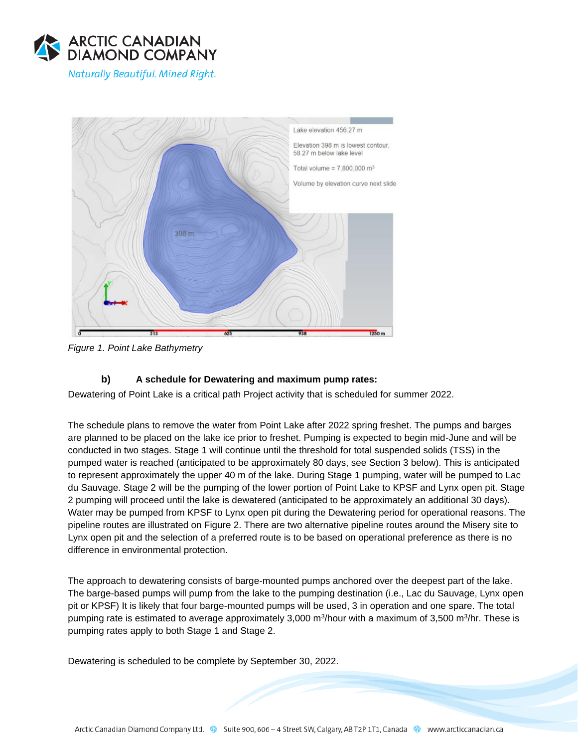*Figure 1. Point Lake Bathymetry*

**b) A schedule for Dewatering and maximum pump rates:**

Dewatering of Point Lake is a critical path Project activity that is scheduled for summer 2022.

The schedule plans to remove the water from Point Lake after 2022 spring freshet. The pumps and barges are planned to be placed on the lake ice prior to freshet. Pumping is expected to begin mid-June and will be conducted in two stages. Stage 1 will continue until the threshold for total suspended solids (TSS) in the pumped water is reached (anticipated to be approximately 80 days, see Section 3 below). This is anticipated to represent approximately the upper 40 m of the lake. During Stage 1 pumping, water will be pumped to Lac du Sauvage. Stage 2 will be the pumping of the lower portion of Point Lake to KPSF and Lynx open pit. Stage 2 pumping will proceed until the lake is dewatered (anticipated to be approximately an additional 30 days). Water may be pumped from KPSF to Lynx open pit during the Dewatering period for operational reasons. The pipeline routes are illustrated on Figure 2. There are two alternative pipeline routes around the Misery site to Lynx open pit and the selection of a preferred route is to be based on operational preference as there is no difference in environmental protection.

The approach to dewatering consists of barge-mounted pumps anchored over the deepest part of the lake. The barge-based pumps will pump from the lake to the pumping destination (i.e., Lac du Sauvage, Lynx open pit or KPSF) It is likely that four barge-mounted pumps will be used, 3 in operation and one spare. The total pumping rate is estimated to average approximately 3,000 $m^3$/hour with a maximum of 3,500 $m^3$/hr. These is pumping rates apply to both Stage 1 and Stage 2.

Dewatering is scheduled to be complete by September 30, 2022.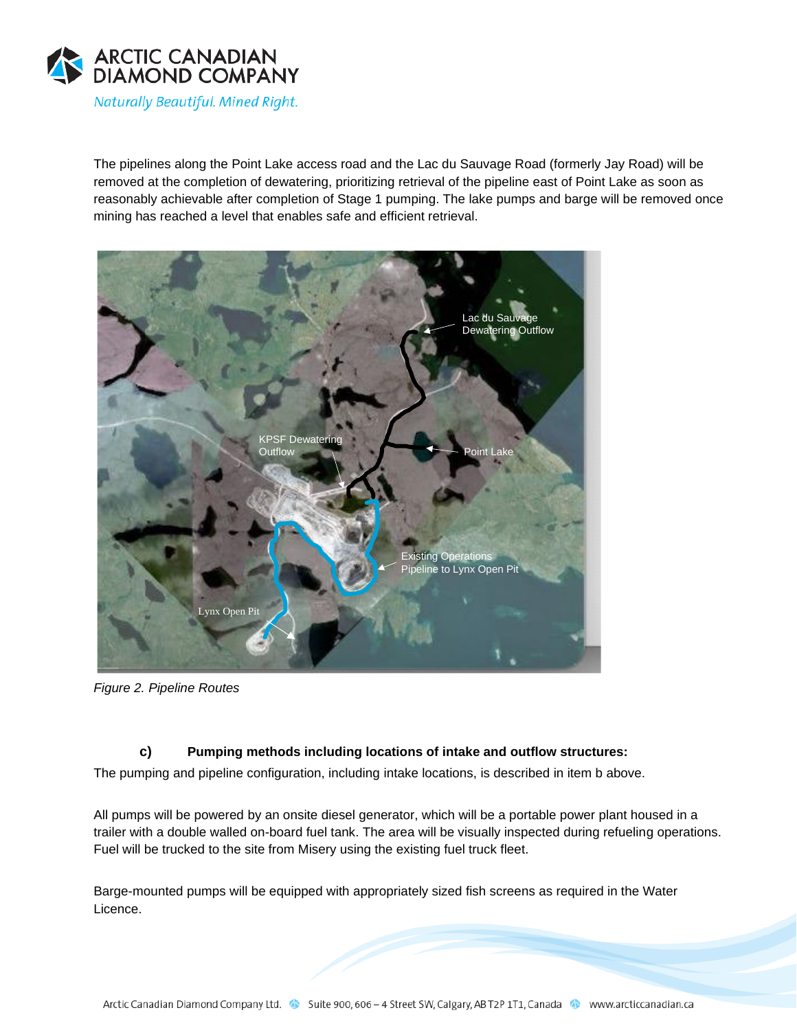The pipelines along the Point Lake access road and the Lac du Sauvage Road (formerly Jay Road) will be removed at the completion of dewatering, prioritizing retrieval of the pipeline east of Point Lake as soon as reasonably achievable after completion of Stage 1 pumping. The lake pumps and barge will be removed once mining has reached a level that enables safe and efficient retrieval.

*Figure 2. Pipeline Routes*

#### c) Pumping methods including locations of intake and outflow structures:

The pumping and pipeline configuration, including intake locations, is described in item b above.

All pumps will be powered by an onsite diesel generator, which will be a portable power plant housed in a trailer with a double walled on-board fuel tank. The area will be visually inspected during refueling operations. Fuel will be trucked to the site from Misery using the existing fuel truck fleet.

Barge-mounted pumps will be equipped with appropriately sized fish screens as required in the Water Licence.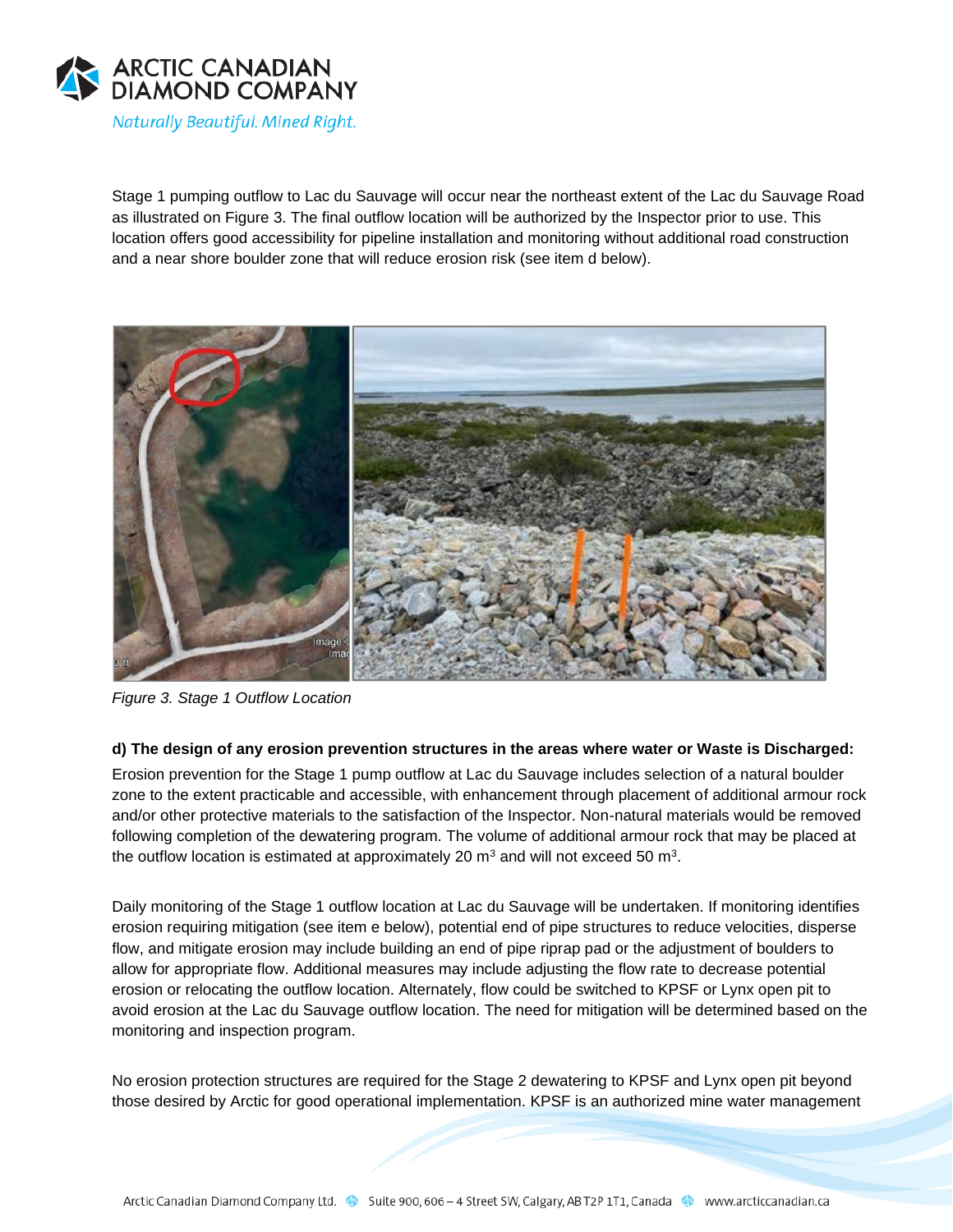Stage 1 pumping outflow to Lac du Sauvage will occur near the northeast extent of the Lac du Sauvage Road as illustrated on Figure 3. The final outflow location will be authorized by the Inspector prior to use. This location offers good accessibility for pipeline installation and monitoring without additional road construction and a near shore boulder zone that will reduce erosion risk (see item d below).

*Figure 3. Stage 1 Outflow Location*

**d) The design of any erosion prevention structures in the areas where water or Waste is Discharged:**

Erosion prevention for the Stage 1 pump outflow at Lac du Sauvage includes selection of a natural boulder zone to the extent practicable and accessible, with enhancement through placement of additional armour rock and/or other protective materials to the satisfaction of the Inspector. Non-natural materials would be removed following completion of the dewatering program. The volume of additional armour rock that may be placed at the outflow location is estimated at approximately 20 $m^3$ and will not exceed 50 $m^3$.

Daily monitoring of the Stage 1 outflow location at Lac du Sauvage will be undertaken. If monitoring identifies erosion requiring mitigation (see item e below), potential end of pipe structures to reduce velocities, disperse flow, and mitigate erosion may include building an end of pipe riprap pad or the adjustment of boulders to allow for appropriate flow. Additional measures may include adjusting the flow rate to decrease potential erosion or relocating the outflow location. Alternately, flow could be switched to KPSF or Lynx open pit to avoid erosion at the Lac du Sauvage outflow location. The need for mitigation will be determined based on the monitoring and inspection program.

No erosion protection structures are required for the Stage 2 dewatering to KPSF and Lynx open pit beyond those desired by Arctic for good operational implementation. KPSF is an authorized mine water management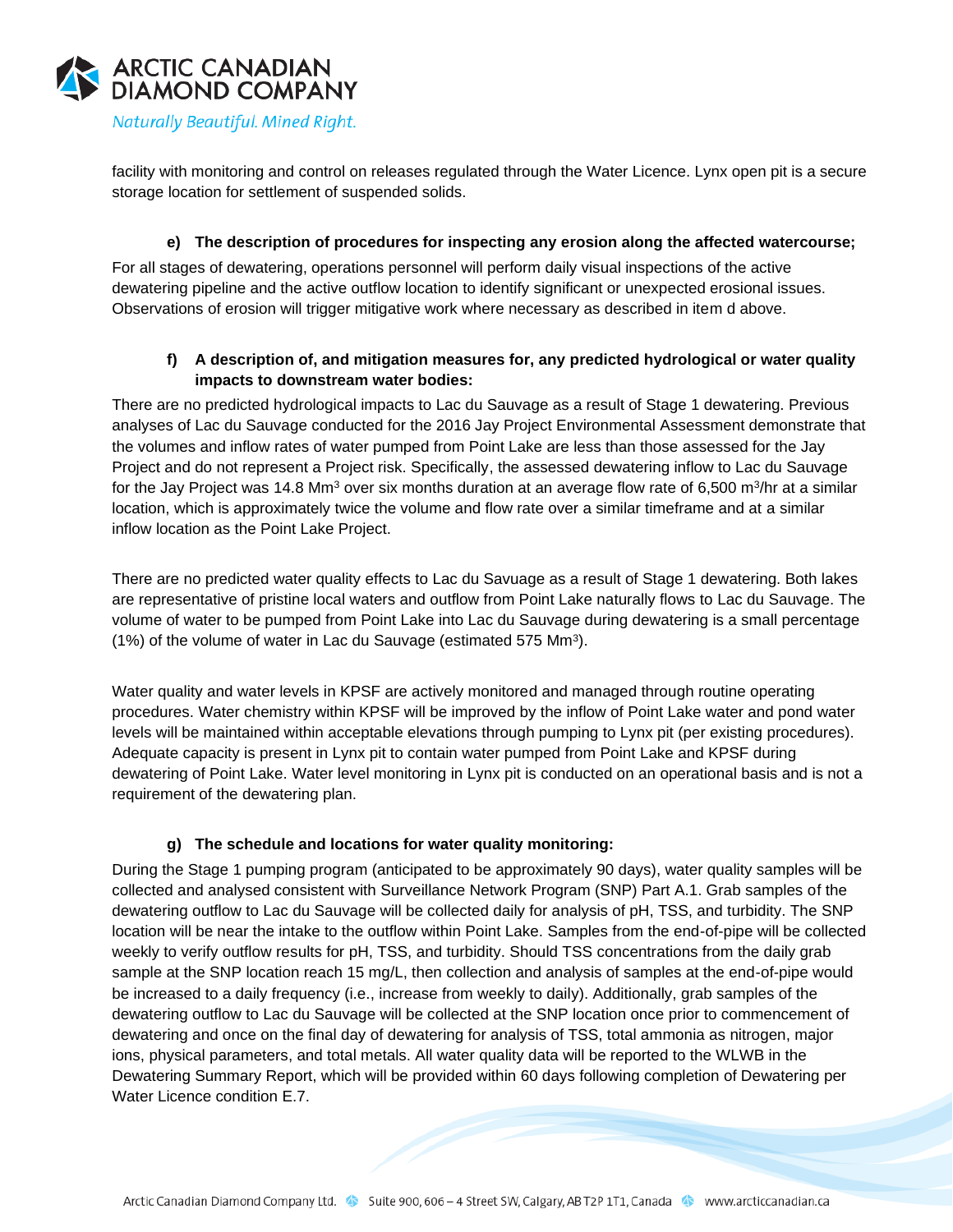facility with monitoring and control on releases regulated through the Water Licence. Lynx open pit is a secure storage location for settlement of suspended solids.

**e) The description of procedures for inspecting any erosion along the affected watercourse;**

For all stages of dewatering, operations personnel will perform daily visual inspections of the active dewatering pipeline and the active outflow location to identify significant or unexpected erosional issues. Observations of erosion will trigger mitigative work where necessary as described in item d above.

**f) A description of, and mitigation measures for, any predicted hydrological or water quality impacts to downstream water bodies:**

There are no predicted hydrological impacts to Lac du Sauvage as a result of Stage 1 dewatering. Previous analyses of Lac du Sauvage conducted for the 2016 Jay Project Environmental Assessment demonstrate that the volumes and inflow rates of water pumped from Point Lake are less than those assessed for the Jay Project and do not represent a Project risk. Specifically, the assessed dewatering inflow to Lac du Sauvage for the Jay Project was 14.8 $Mm^3$ over six months duration at an average flow rate of 6,500 $m^3/hr$ at a similar location, which is approximately twice the volume and flow rate over a similar timeframe and at a similar inflow location as the Point Lake Project.

There are no predicted water quality effects to Lac du Savuage as a result of Stage 1 dewatering. Both lakes are representative of pristine local waters and outflow from Point Lake naturally flows to Lac du Sauvage. The volume of water to be pumped from Point Lake into Lac du Sauvage during dewatering is a small percentage (1%) of the volume of water in Lac du Sauvage (estimated 575 $Mm^3$).

Water quality and water levels in KPSF are actively monitored and managed through routine operating procedures. Water chemistry within KPSF will be improved by the inflow of Point Lake water and pond water levels will be maintained within acceptable elevations through pumping to Lynx pit (per existing procedures). Adequate capacity is present in Lynx pit to contain water pumped from Point Lake and KPSF during dewatering of Point Lake. Water level monitoring in Lynx pit is conducted on an operational basis and is not a requirement of the dewatering plan.

**g) The schedule and locations for water quality monitoring:**

During the Stage 1 pumping program (anticipated to be approximately 90 days), water quality samples will be collected and analysed consistent with Surveillance Network Program (SNP) Part A.1. Grab samples of the dewatering outflow to Lac du Sauvage will be collected daily for analysis of pH, TSS, and turbidity. The SNP location will be near the intake to the outflow within Point Lake. Samples from the end-of-pipe will be collected weekly to verify outflow results for pH, TSS, and turbidity. Should TSS concentrations from the daily grab sample at the SNP location reach 15 mg/L, then collection and analysis of samples at the end-of-pipe would be increased to a daily frequency (i.e., increase from weekly to daily). Additionally, grab samples of the dewatering outflow to Lac du Sauvage will be collected at the SNP location once prior to commencement of dewatering and once on the final day of dewatering for analysis of TSS, total ammonia as nitrogen, major ions, physical parameters, and total metals. All water quality data will be reported to the WLWB in the Dewatering Summary Report, which will be provided within 60 days following completion of Dewatering per Water Licence condition E.7.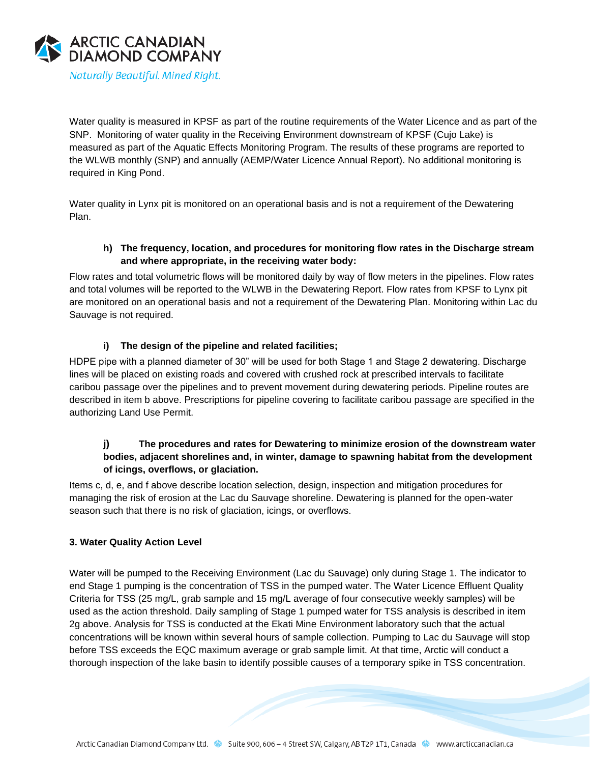Water quality is measured in KPSF as part of the routine requirements of the Water Licence and as part of the SNP. Monitoring of water quality in the Receiving Environment downstream of KPSF (Cujo Lake) is measured as part of the Aquatic Effects Monitoring Program. The results of these programs are reported to the WLWB monthly (SNP) and annually (AEMP/Water Licence Annual Report). No additional monitoring is required in King Pond.

Water quality in Lynx pit is monitored on an operational basis and is not a requirement of the Dewatering Plan.

**h) The frequency, location, and procedures for monitoring flow rates in the Discharge stream and where appropriate, in the receiving water body:**

Flow rates and total volumetric flows will be monitored daily by way of flow meters in the pipelines. Flow rates and total volumes will be reported to the WLWB in the Dewatering Report. Flow rates from KPSF to Lynx pit are monitored on an operational basis and not a requirement of the Dewatering Plan. Monitoring within Lac du Sauvage is not required.

**i) The design of the pipeline and related facilities;**

HDPE pipe with a planned diameter of 30" will be used for both Stage 1 and Stage 2 dewatering. Discharge lines will be placed on existing roads and covered with crushed rock at prescribed intervals to facilitate caribou passage over the pipelines and to prevent movement during dewatering periods. Pipeline routes are described in item b above. Prescriptions for pipeline covering to facilitate caribou passage are specified in the authorizing Land Use Permit.

**j) The procedures and rates for Dewatering to minimize erosion of the downstream water bodies, adjacent shorelines and, in winter, damage to spawning habitat from the development of icings, overflows, or glaciation.**

Items c, d, e, and f above describe location selection, design, inspection and mitigation procedures for managing the risk of erosion at the Lac du Sauvage shoreline. Dewatering is planned for the open-water season such that there is no risk of glaciation, icings, or overflows.

### 3. Water Quality Action Level

Water will be pumped to the Receiving Environment (Lac du Sauvage) only during Stage 1. The indicator to end Stage 1 pumping is the concentration of TSS in the pumped water. The Water Licence Effluent Quality Criteria for TSS (25 mg/L, grab sample and 15 mg/L average of four consecutive weekly samples) will be used as the action threshold. Daily sampling of Stage 1 pumped water for TSS analysis is described in item 2g above. Analysis for TSS is conducted at the Ekati Mine Environment laboratory such that the actual concentrations will be known within several hours of sample collection. Pumping to Lac du Sauvage will stop before TSS exceeds the EQC maximum average or grab sample limit. At that time, Arctic will conduct a thorough inspection of the lake basin to identify possible causes of a temporary spike in TSS concentration.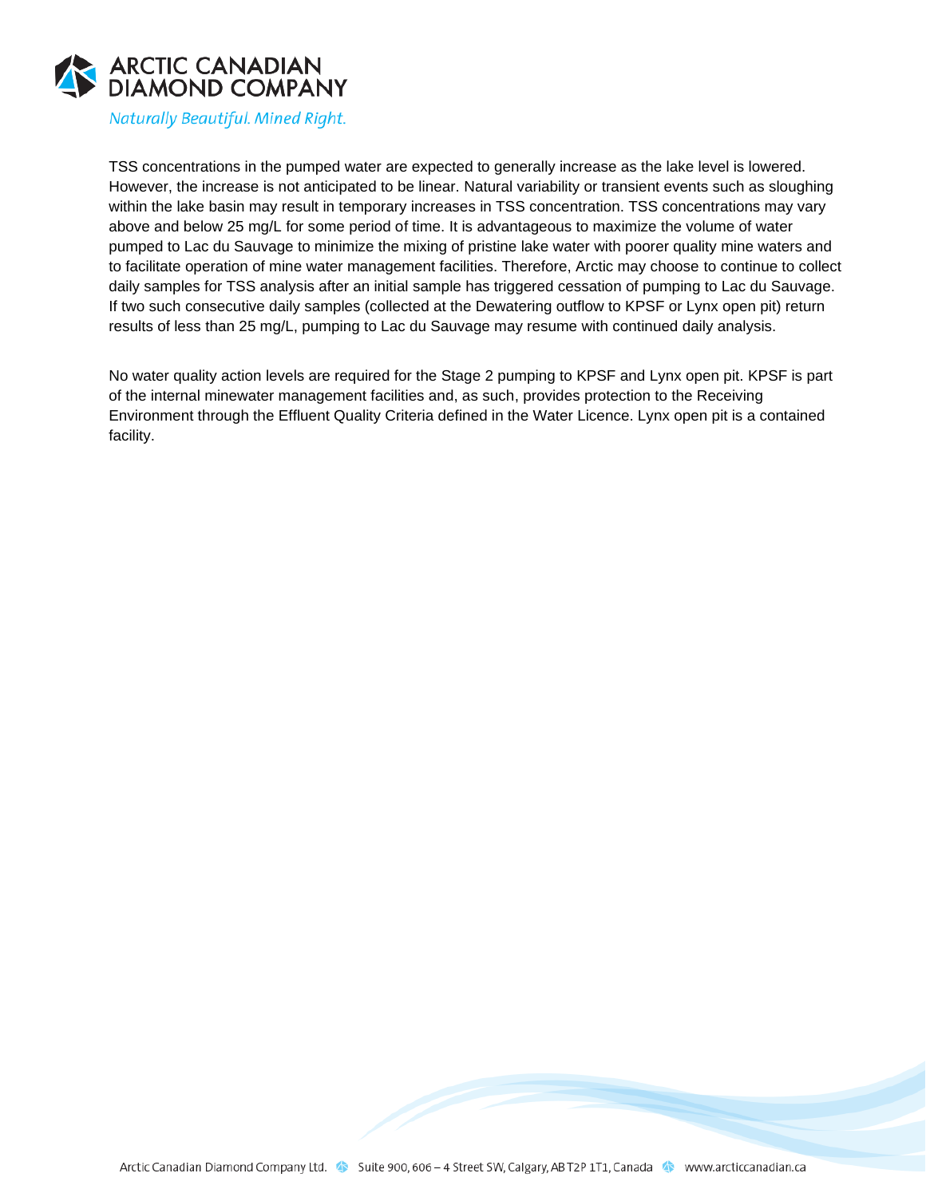TSS concentrations in the pumped water are expected to generally increase as the lake level is lowered. However, the increase is not anticipated to be linear. Natural variability or transient events such as sloughing within the lake basin may result in temporary increases in TSS concentration. TSS concentrations may vary above and below 25 mg/L for some period of time. It is advantageous to maximize the volume of water pumped to Lac du Sauvage to minimize the mixing of pristine lake water with poorer quality mine waters and to facilitate operation of mine water management facilities. Therefore, Arctic may choose to continue to collect daily samples for TSS analysis after an initial sample has triggered cessation of pumping to Lac du Sauvage. If two such consecutive daily samples (collected at the Dewatering outflow to KPSF or Lynx open pit) return results of less than 25 mg/L, pumping to Lac du Sauvage may resume with continued daily analysis.

No water quality action levels are required for the Stage 2 pumping to KPSF and Lynx open pit. KPSF is part of the internal minewater management facilities and, as such, provides protection to the Receiving Environment through the Effluent Quality Criteria defined in the Water Licence. Lynx open pit is a contained facility.